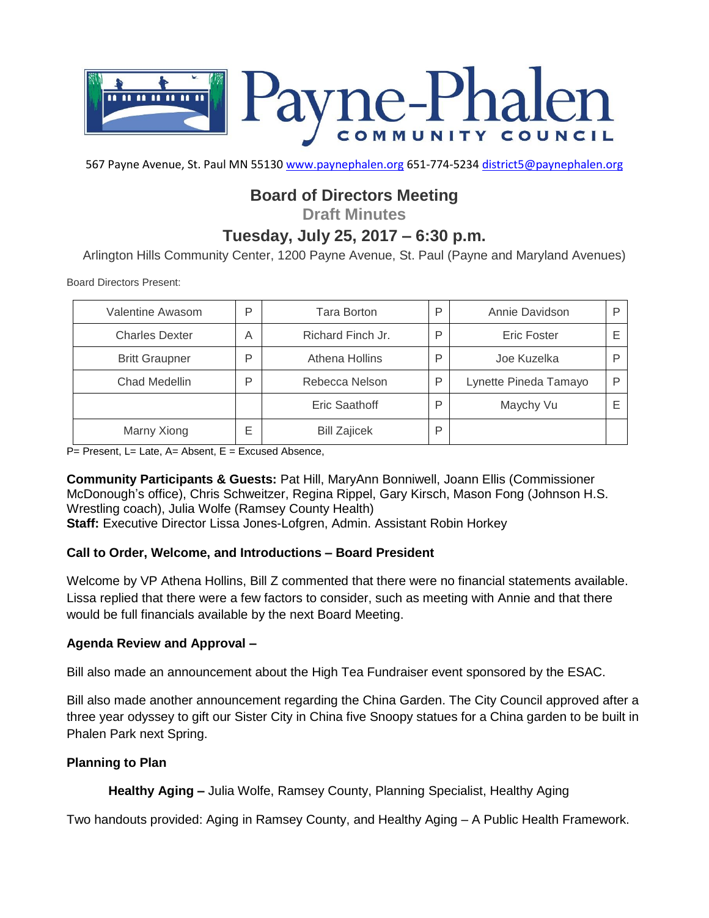# Payne-Phalen COMMUNITY COUNCIL

567 Payne Avenue, St. Paul MN 55130 www.paynephalen.org 651-774-5234 district5@paynephalen.org

## Board of Directors Meeting

### Draft Minutes

## Tuesday, July 25, 2017 – 6:30 p.m.

Arlington Hills Community Center, 1200 Payne Avenue, St. Paul (Payne and Maryland Avenues)

Board Directors Present:

| | | | | | |
|---|---|---|---|---|---|
| Valentine Awasom | P | Tara Borton | P | Annie Davidson | P |
| Charles Dexter | A | Richard Finch Jr. | P | Eric Foster | E |
| Britt Graupner | P | Athena Hollins | P | Joe Kuzelka | P |
| Chad Medellin | P | Rebecca Nelson | P | Lynette Pineda Tamayo | P |
| | | Eric Saathoff | P | Maychy Vu | E |
| Marny Xiong | E | Bill Zajicek | P | | |

P= Present, L= Late, A= Absent, E = Excused Absence,

**Community Participants & Guests:** Pat Hill, MaryAnn Bonniwell, Joann Ellis (Commissioner McDonough's office), Chris Schweitzer, Regina Rippel, Gary Kirsch, Mason Fong (Johnson H.S. Wrestling coach), Julia Wolfe (Ramsey County Health)
**Staff:** Executive Director Lissa Jones-Lofgren, Admin. Assistant Robin Horkey

**Call to Order, Welcome, and Introductions – Board President**

Welcome by VP Athena Hollins, Bill Z commented that there were no financial statements available. Lissa replied that there were a few factors to consider, such as meeting with Annie and that there would be full financials available by the next Board Meeting.

**Agenda Review and Approval –**

Bill also made an announcement about the High Tea Fundraiser event sponsored by the ESAC.

Bill also made another announcement regarding the China Garden. The City Council approved after a three year odyssey to gift our Sister City in China five Snoopy statues for a China garden to be built in Phalen Park next Spring.

**Planning to Plan**

**Healthy Aging –** Julia Wolfe, Ramsey County, Planning Specialist, Healthy Aging

Two handouts provided: Aging in Ramsey County, and Healthy Aging – A Public Health Framework.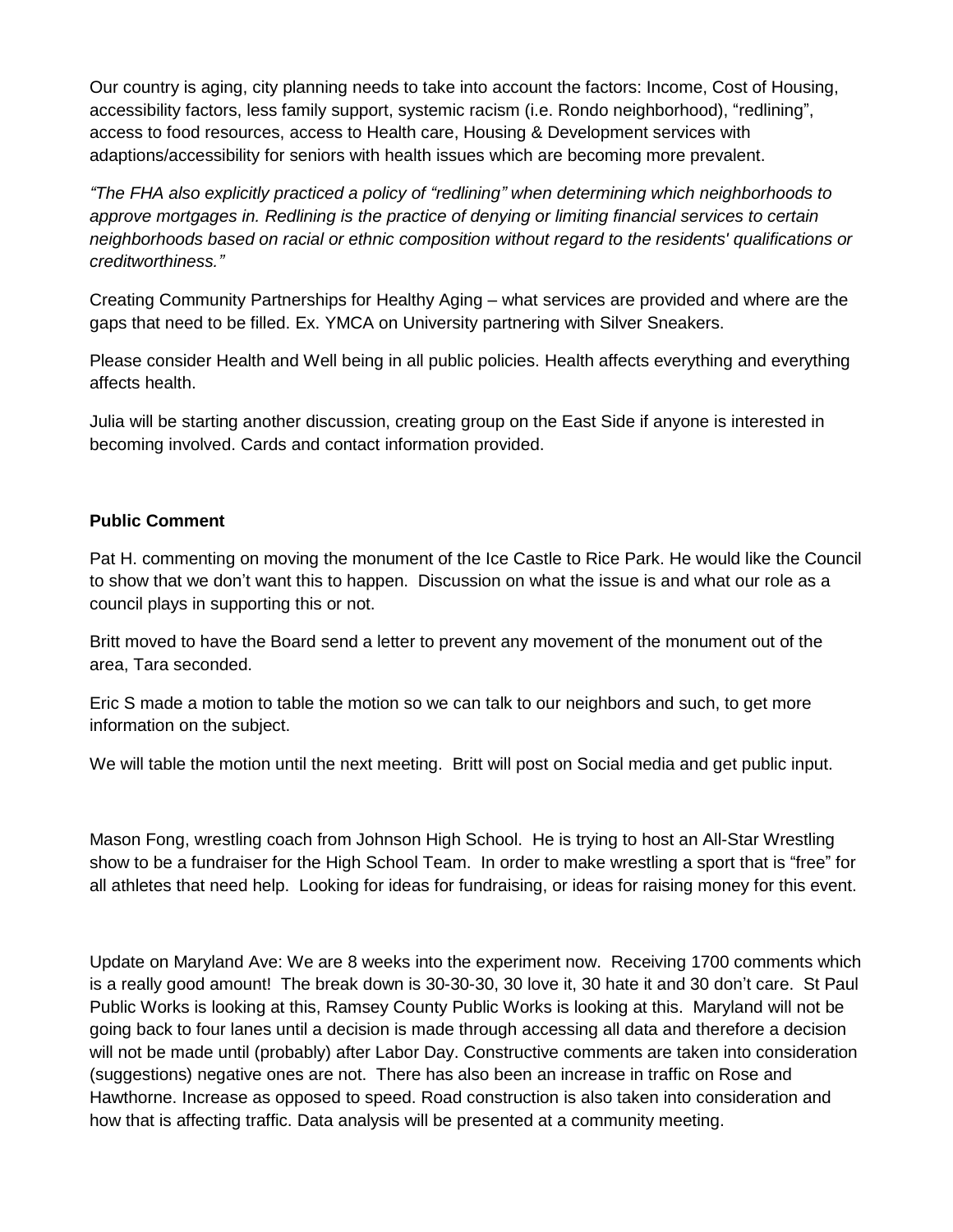Our country is aging, city planning needs to take into account the factors: Income, Cost of Housing, accessibility factors, less family support, systemic racism (i.e. Rondo neighborhood), "redlining", access to food resources, access to Health care, Housing & Development services with adaptions/accessibility for seniors with health issues which are becoming more prevalent.

*"The FHA also explicitly practiced a policy of "redlining" when determining which neighborhoods to approve mortgages in. Redlining is the practice of denying or limiting financial services to certain neighborhoods based on racial or ethnic composition without regard to the residents' qualifications or creditworthiness."*

Creating Community Partnerships for Healthy Aging – what services are provided and where are the gaps that need to be filled. Ex. YMCA on University partnering with Silver Sneakers.

Please consider Health and Well being in all public policies. Health affects everything and everything affects health.

Julia will be starting another discussion, creating group on the East Side if anyone is interested in becoming involved. Cards and contact information provided.

**Public Comment**

Pat H. commenting on moving the monument of the Ice Castle to Rice Park. He would like the Council to show that we don't want this to happen. Discussion on what the issue is and what our role as a council plays in supporting this or not.

Britt moved to have the Board send a letter to prevent any movement of the monument out of the area, Tara seconded.

Eric S made a motion to table the motion so we can talk to our neighbors and such, to get more information on the subject.

We will table the motion until the next meeting. Britt will post on Social media and get public input.

Mason Fong, wrestling coach from Johnson High School. He is trying to host an All-Star Wrestling show to be a fundraiser for the High School Team. In order to make wrestling a sport that is "free" for all athletes that need help. Looking for ideas for fundraising, or ideas for raising money for this event.

Update on Maryland Ave: We are 8 weeks into the experiment now. Receiving 1700 comments which is a really good amount! The break down is 30-30-30, 30 love it, 30 hate it and 30 don't care. St Paul Public Works is looking at this, Ramsey County Public Works is looking at this. Maryland will not be going back to four lanes until a decision is made through accessing all data and therefore a decision will not be made until (probably) after Labor Day. Constructive comments are taken into consideration (suggestions) negative ones are not. There has also been an increase in traffic on Rose and Hawthorne. Increase as opposed to speed. Road construction is also taken into consideration and how that is affecting traffic. Data analysis will be presented at a community meeting.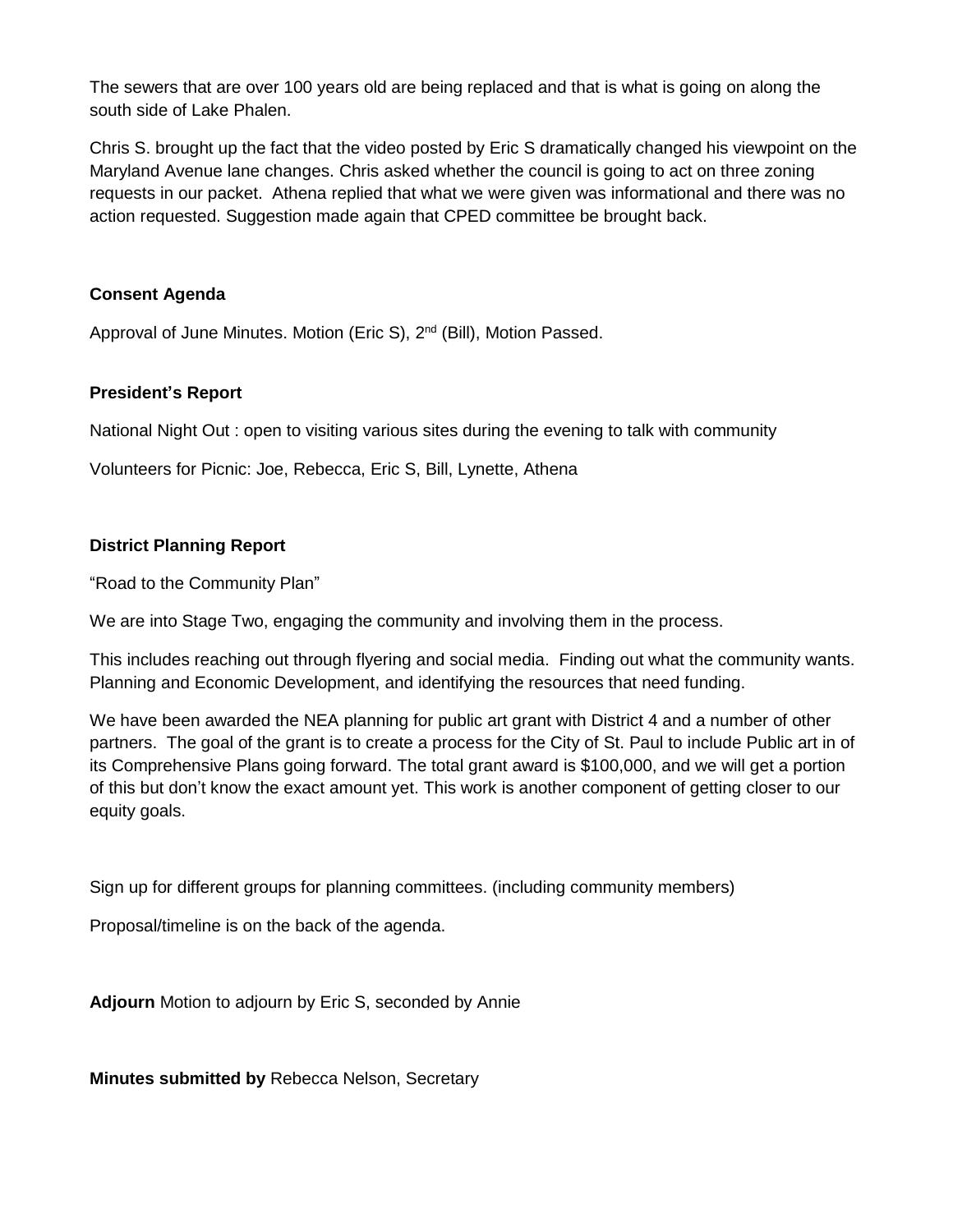The sewers that are over 100 years old are being replaced and that is what is going on along the south side of Lake Phalen.

Chris S. brought up the fact that the video posted by Eric S dramatically changed his viewpoint on the Maryland Avenue lane changes. Chris asked whether the council is going to act on three zoning requests in our packet. Athena replied that what we were given was informational and there was no action requested. Suggestion made again that CPED committee be brought back.

**Consent Agenda**

Approval of June Minutes. Motion (Eric S), 2nd (Bill), Motion Passed.

**President's Report**

National Night Out : open to visiting various sites during the evening to talk with community

Volunteers for Picnic: Joe, Rebecca, Eric S, Bill, Lynette, Athena

**District Planning Report**

"Road to the Community Plan"

We are into Stage Two, engaging the community and involving them in the process.

This includes reaching out through flyering and social media. Finding out what the community wants. Planning and Economic Development, and identifying the resources that need funding.

We have been awarded the NEA planning for public art grant with District 4 and a number of other partners. The goal of the grant is to create a process for the City of St. Paul to include Public art in of its Comprehensive Plans going forward. The total grant award is $100,000, and we will get a portion of this but don't know the exact amount yet. This work is another component of getting closer to our equity goals.

Sign up for different groups for planning committees. (including community members)

Proposal/timeline is on the back of the agenda.

**Adjourn** Motion to adjourn by Eric S, seconded by Annie

**Minutes submitted by** Rebecca Nelson, Secretary